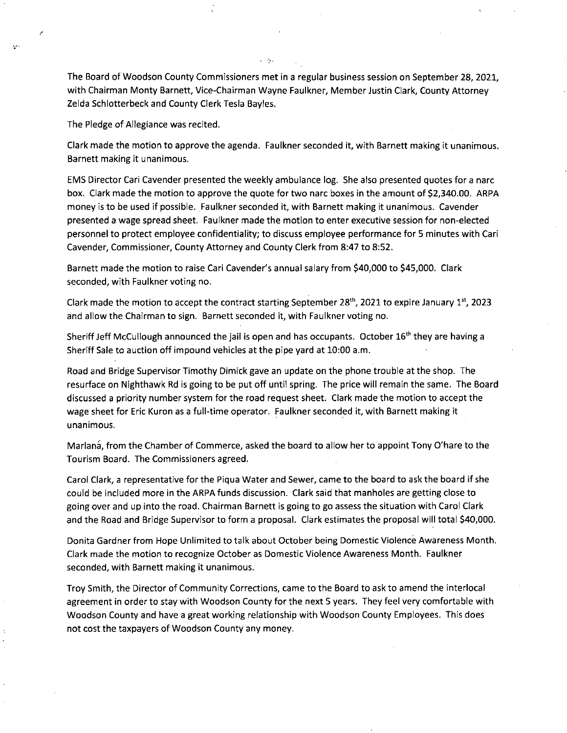The Board of Woodson County Commissioners met in a regular business session on September 28, 2021, with Chairman Monty Barnett, Vice-Chairman Wayne Faulkner, Member Justin Clark, County Attorney Zelda Schlotterbeck and County Clerk Tesla Bayles.

The Pledge of Allegiance was recited.

Clark made the motion to approve the agenda. Faulkner seconded it, with Barnett making it unanimous. Barnett making it unanimous.

EMS Director Cari Cavender presented the weekly ambulance log. She also presented quotes for a narc box. Clark made the motion to approve the quote for two narc boxes in the amount of $2,340.00. ARPA money is to be used if possible. Faulkner seconded it, with Barnett making it unanimous. Cavender presented a wage spread sheet. Faulkner made the motion to enter executive session for non-elected personnel to protect employee confidentiality; to discuss employee performance for 5 minutes with Cari Cavender, Commissioner, County Attorney and County Clerk from 8:47 to 8:52.

Barnett made the motion to raise Cari Cavender's annual salary from $40,000 to $45,000. Clark seconded, with Faulkner voting no.

Clark made the motion to accept the contract starting September 28th, 2021 to expire January 1st, 2023 and allow the Chairman to sign. Barnett seconded it, with Faulkner voting no.

Sheriff Jeff McCullough announced the jail is open and has occupants. October 16th they are having a Sheriff Sale to auction off impound vehicles at the pipe yard at 10:00 a.m.

Road and Bridge Supervisor Timothy Dimick gave an update on the phone trouble at the shop. The resurface on Nighthawk Rd is going to be put off until spring. The price will remain the same. The Board discussed a priority number system for the road request sheet. Clark made the motion to accept the wage sheet for Eric Kuron as a full-time operator. Faulkner seconded it, with Barnett making it unanimous.

Marlaná, from the Chamber of Commerce, asked the board to allow her to appoint Tony O'hare to the Tourism Board. The Commissioners agreed.

Carol Clark, a representative for the Piqua Water and Sewer, came to the board to ask the board if she could be included more in the ARPA funds discussion. Clark said that manholes are getting close to going over and up into the road. Chairman Barnett is going to go assess the situation with Carol Clark and the Road and Bridge Supervisor to form a proposal. Clark estimates the proposal will total $40,000.

Donita Gardner from Hope Unlimited to talk about October being Domestic Violence Awareness Month. Clark made the motion to recognize October as Domestic Violence Awareness Month. Faulkner seconded, with Barnett making it unanimous.

Troy Smith, the Director of Community Corrections, came to the Board to ask to amend the interlocal agreement in order to stay with Woodson County for the next 5 years. They feel very comfortable with Woodson County and have a great working relationship with Woodson County Employees. This does not cost the taxpayers of Woodson County any money.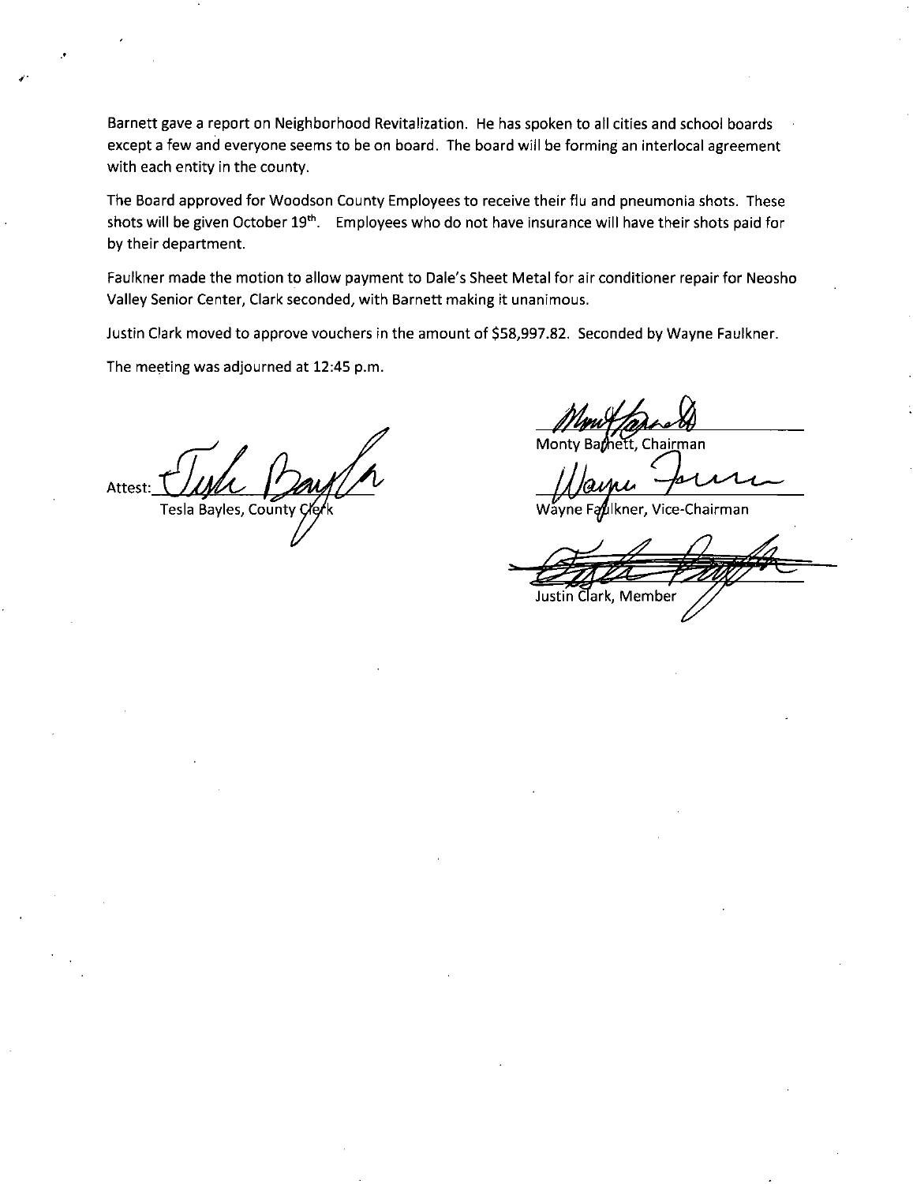Barnett gave a report on Neighborhood Revitalization. He has spoken to all cities and school boards except a few and everyone seems to be on board. The board will be forming an interlocal agreement with each entity in the county.

The Board approved for Woodson County Employees to receive their flu and pneumonia shots. These shots will be given October 19th. Employees who do not have insurance will have their shots paid for by their department.

Faulkner made the motion to allow payment to Dale's Sheet Metal for air conditioner repair for Neosho Valley Senior Center, Clark seconded, with Barnett making it unanimous.

Justin Clark moved to approve vouchers in the amount of $58,997.82. Seconded by Wayne Faulkner.

The meeting was adjourned at 12:45 p.m.

Attest: ____________________
Tesla Bayles, County Clerk

____________________
Monty Barnett, Chairman

____________________
Wayne Faulkner, Vice-Chairman

____________________
Justin Clark, Member